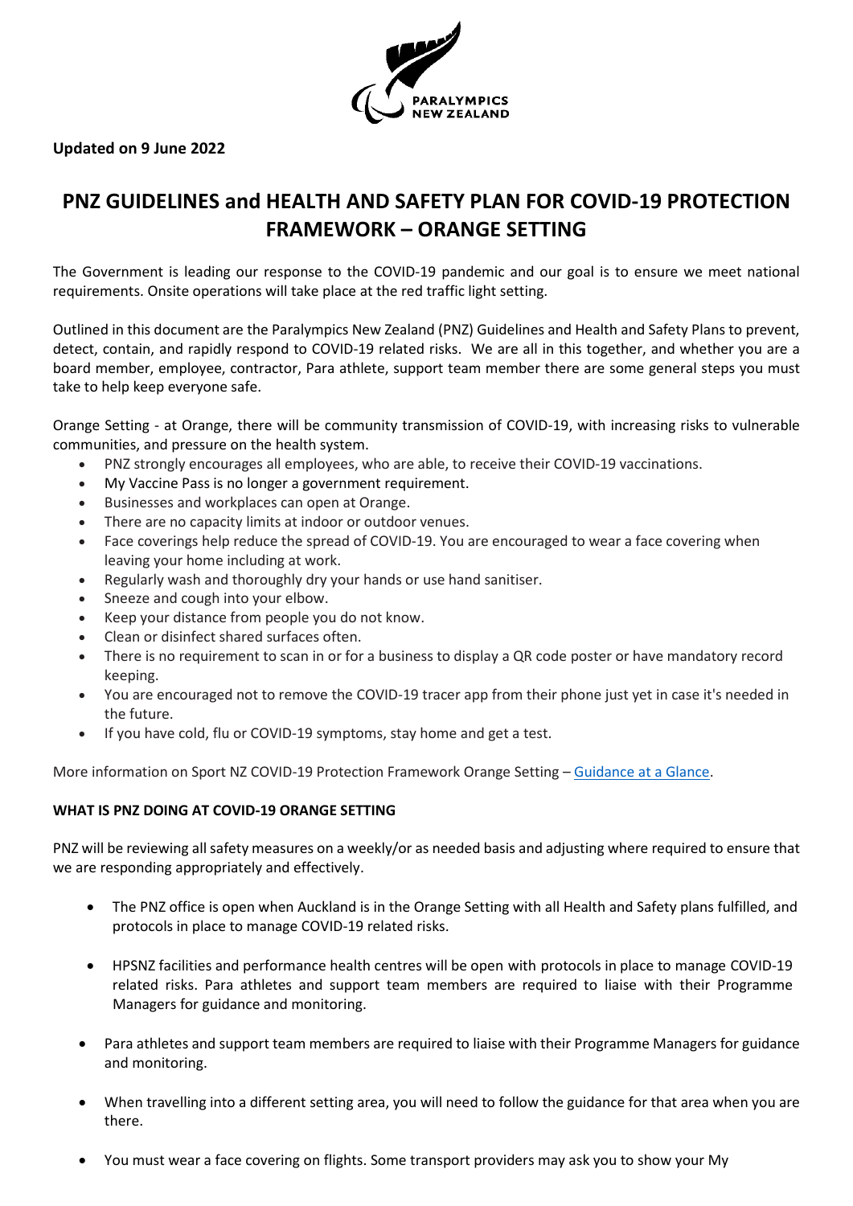**Updated on 9 June 2022**

# PNZ GUIDELINES and HEALTH AND SAFETY PLAN FOR COVID-19 PROTECTION FRAMEWORK – ORANGE SETTING

The Government is leading our response to the COVID-19 pandemic and our goal is to ensure we meet national requirements. Onsite operations will take place at the red traffic light setting.

Outlined in this document are the Paralympics New Zealand (PNZ) Guidelines and Health and Safety Plans to prevent, detect, contain, and rapidly respond to COVID-19 related risks. We are all in this together, and whether you are a board member, employee, contractor, Para athlete, support team member there are some general steps you must take to help keep everyone safe.

Orange Setting - at Orange, there will be community transmission of COVID-19, with increasing risks to vulnerable communities, and pressure on the health system.

- PNZ strongly encourages all employees, who are able, to receive their COVID-19 vaccinations.
- My Vaccine Pass is no longer a government requirement.
- Businesses and workplaces can open at Orange.
- There are no capacity limits at indoor or outdoor venues.
- Face coverings help reduce the spread of COVID-19. You are encouraged to wear a face covering when leaving your home including at work.
- Regularly wash and thoroughly dry your hands or use hand sanitiser.
- Sneeze and cough into your elbow.
- Keep your distance from people you do not know.
- Clean or disinfect shared surfaces often.
- There is no requirement to scan in or for a business to display a QR code poster or have mandatory record keeping.
- You are encouraged not to remove the COVID-19 tracer app from their phone just yet in case it's needed in the future.
- If you have cold, flu or COVID-19 symptoms, stay home and get a test.

More information on Sport NZ COVID-19 Protection Framework Orange Setting – Guidance at a Glance.

**WHAT IS PNZ DOING AT COVID-19 ORANGE SETTING**

PNZ will be reviewing all safety measures on a weekly/or as needed basis and adjusting where required to ensure that we are responding appropriately and effectively.

- The PNZ office is open when Auckland is in the Orange Setting with all Health and Safety plans fulfilled, and protocols in place to manage COVID-19 related risks.
- HPSNZ facilities and performance health centres will be open with protocols in place to manage COVID-19 related risks. Para athletes and support team members are required to liaise with their Programme Managers for guidance and monitoring.
- Para athletes and support team members are required to liaise with their Programme Managers for guidance and monitoring.
- When travelling into a different setting area, you will need to follow the guidance for that area when you are there.
- You must wear a face covering on flights. Some transport providers may ask you to show your My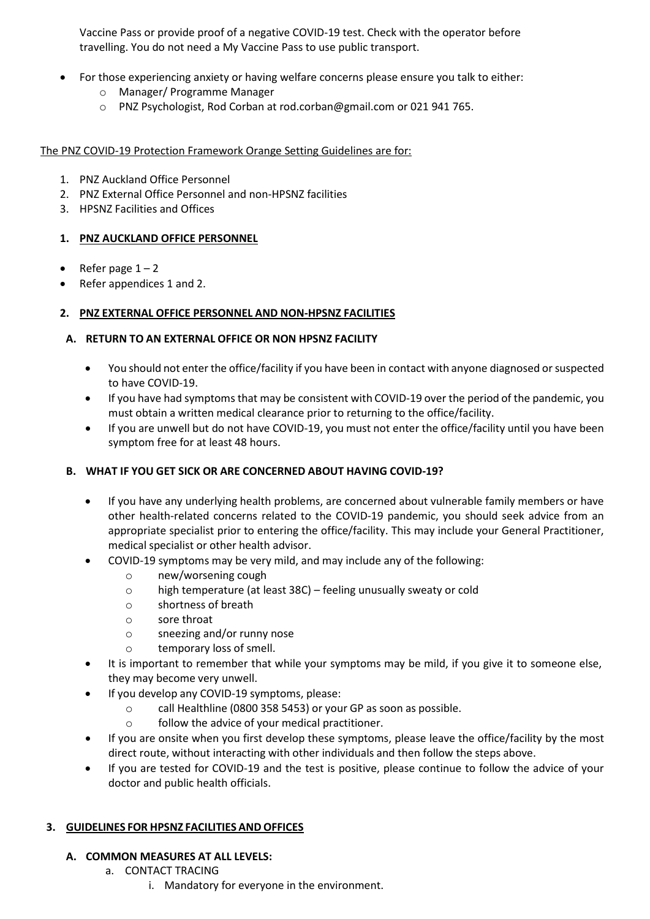Vaccine Pass or provide proof of a negative COVID-19 test. Check with the operator before travelling. You do not need a My Vaccine Pass to use public transport.

- For those experiencing anxiety or having welfare concerns please ensure you talk to either:
  - Manager/ Programme Manager
  - PNZ Psychologist, Rod Corban at rod.corban@gmail.com or 021 941 765.

<u>The PNZ COVID-19 Protection Framework Orange Setting Guidelines are for:</u>

1. PNZ Auckland Office Personnel
2. PNZ External Office Personnel and non-HPSNZ facilities
3. HPSNZ Facilities and Offices

### 1. PNZ AUCKLAND OFFICE PERSONNEL

- Refer page 1 – 2
- Refer appendices 1 and 2.

### 2. PNZ EXTERNAL OFFICE PERSONNEL AND NON-HPSNZ FACILITIES

#### A. RETURN TO AN EXTERNAL OFFICE OR NON HPSNZ FACILITY

- You should not enter the office/facility if you have been in contact with anyone diagnosed or suspected to have COVID-19.
- If you have had symptoms that may be consistent with COVID-19 over the period of the pandemic, you must obtain a written medical clearance prior to returning to the office/facility.
- If you are unwell but do not have COVID-19, you must not enter the office/facility until you have been symptom free for at least 48 hours.

#### B. WHAT IF YOU GET SICK OR ARE CONCERNED ABOUT HAVING COVID-19?

- If you have any underlying health problems, are concerned about vulnerable family members or have other health-related concerns related to the COVID-19 pandemic, you should seek advice from an appropriate specialist prior to entering the office/facility. This may include your General Practitioner, medical specialist or other health advisor.
- COVID-19 symptoms may be very mild, and may include any of the following:
  - new/worsening cough
  - high temperature (at least 38C) – feeling unusually sweaty or cold
  - shortness of breath
  - sore throat
  - sneezing and/or runny nose
  - temporary loss of smell.
- It is important to remember that while your symptoms may be mild, if you give it to someone else, they may become very unwell.
- If you develop any COVID-19 symptoms, please:
  - call Healthline (0800 358 5453) or your GP as soon as possible.
  - follow the advice of your medical practitioner.
- If you are onsite when you first develop these symptoms, please leave the office/facility by the most direct route, without interacting with other individuals and then follow the steps above.
- If you are tested for COVID-19 and the test is positive, please continue to follow the advice of your doctor and public health officials.

### 3. GUIDELINES FOR HPSNZ FACILITIES AND OFFICES

#### A. COMMON MEASURES AT ALL LEVELS:

a. CONTACT TRACING
   i. Mandatory for everyone in the environment.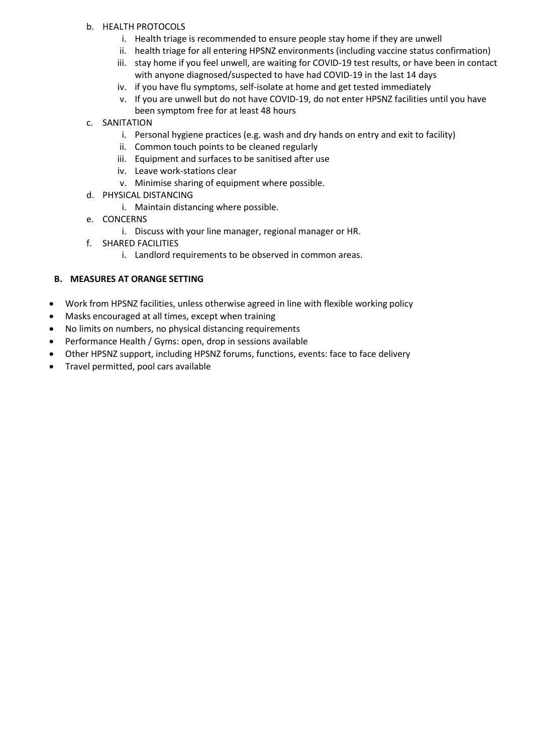b. HEALTH PROTOCOLS
   i. Health triage is recommended to ensure people stay home if they are unwell
   ii. health triage for all entering HPSNZ environments (including vaccine status confirmation)
   iii. stay home if you feel unwell, are waiting for COVID-19 test results, or have been in contact with anyone diagnosed/suspected to have had COVID-19 in the last 14 days
   iv. if you have flu symptoms, self-isolate at home and get tested immediately
   v. If you are unwell but do not have COVID-19, do not enter HPSNZ facilities until you have been symptom free for at least 48 hours

c. SANITATION
   i. Personal hygiene practices (e.g. wash and dry hands on entry and exit to facility)
   ii. Common touch points to be cleaned regularly
   iii. Equipment and surfaces to be sanitised after use
   iv. Leave work-stations clear
   v. Minimise sharing of equipment where possible.

d. PHYSICAL DISTANCING
   i. Maintain distancing where possible.

e. CONCERNS
   i. Discuss with your line manager, regional manager or HR.

f. SHARED FACILITIES
   i. Landlord requirements to be observed in common areas.

## B. MEASURES AT ORANGE SETTING

- Work from HPSNZ facilities, unless otherwise agreed in line with flexible working policy
- Masks encouraged at all times, except when training
- No limits on numbers, no physical distancing requirements
- Performance Health / Gyms: open, drop in sessions available
- Other HPSNZ support, including HPSNZ forums, functions, events: face to face delivery
- Travel permitted, pool cars available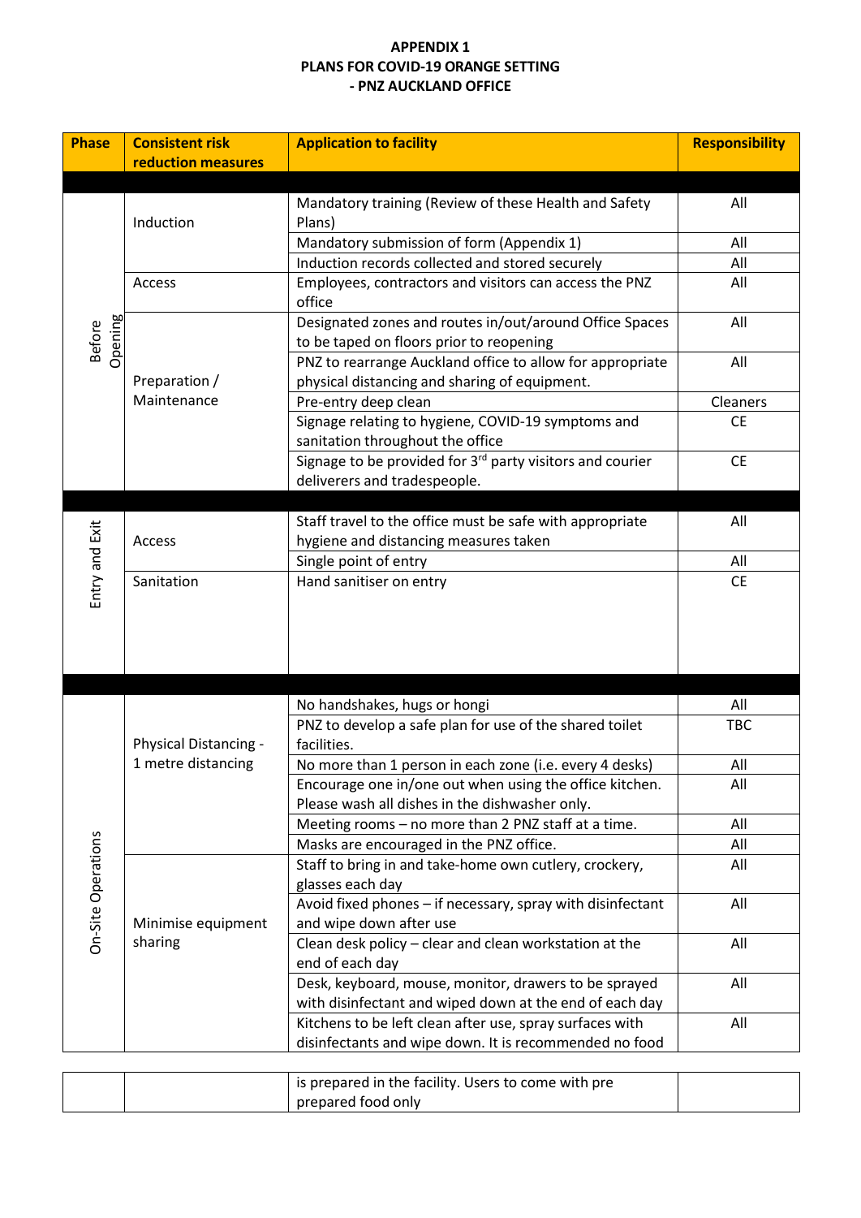**APPENDIX 1**
**PLANS FOR COVID-19 ORANGE SETTING**
**- PNZ AUCKLAND OFFICE**

| Phase | Consistent risk reduction measures | Application to facility | Responsibility |
|---|---|---|---|
| | | | |
| Before Opening | Induction | Mandatory training (Review of these Health and Safety Plans) | All |
| | | Mandatory submission of form (Appendix 1) | All |
| | | Induction records collected and stored securely | All |
| | Access | Employees, contractors and visitors can access the PNZ office | All |
| | Preparation / Maintenance | Designated zones and routes in/out/around Office Spaces to be taped on floors prior to reopening | All |
| | | PNZ to rearrange Auckland office to allow for appropriate physical distancing and sharing of equipment. | All |
| | | Pre-entry deep clean | Cleaners |
| | | Signage relating to hygiene, COVID-19 symptoms and sanitation throughout the office | CE |
| | | Signage to be provided for 3rd party visitors and courier deliverers and tradespeople. | CE |
| | | | |
| Entry and Exit | Access | Staff travel to the office must be safe with appropriate hygiene and distancing measures taken | All |
| | | Single point of entry | All |
| | Sanitation | Hand sanitiser on entry | CE |
| | | | |
| On-Site Operations | Physical Distancing - 1 metre distancing | No handshakes, hugs or hongi | All |
| | | PNZ to develop a safe plan for use of the shared toilet facilities. | TBC |
| | | No more than 1 person in each zone (i.e. every 4 desks) | All |
| | | Encourage one in/one out when using the office kitchen. Please wash all dishes in the dishwasher only. | All |
| | | Meeting rooms – no more than 2 PNZ staff at a time. | All |
| | | Masks are encouraged in the PNZ office. | All |
| | Minimise equipment sharing | Staff to bring in and take-home own cutlery, crockery, glasses each day | All |
| | | Avoid fixed phones – if necessary, spray with disinfectant and wipe down after use | All |
| | | Clean desk policy – clear and clean workstation at the end of each day | All |
| | | Desk, keyboard, mouse, monitor, drawers to be sprayed with disinfectant and wiped down at the end of each day | All |
| | | Kitchens to be left clean after use, spray surfaces with disinfectants and wipe down. It is recommended no food is prepared in the facility. Users to come with pre prepared food only | All |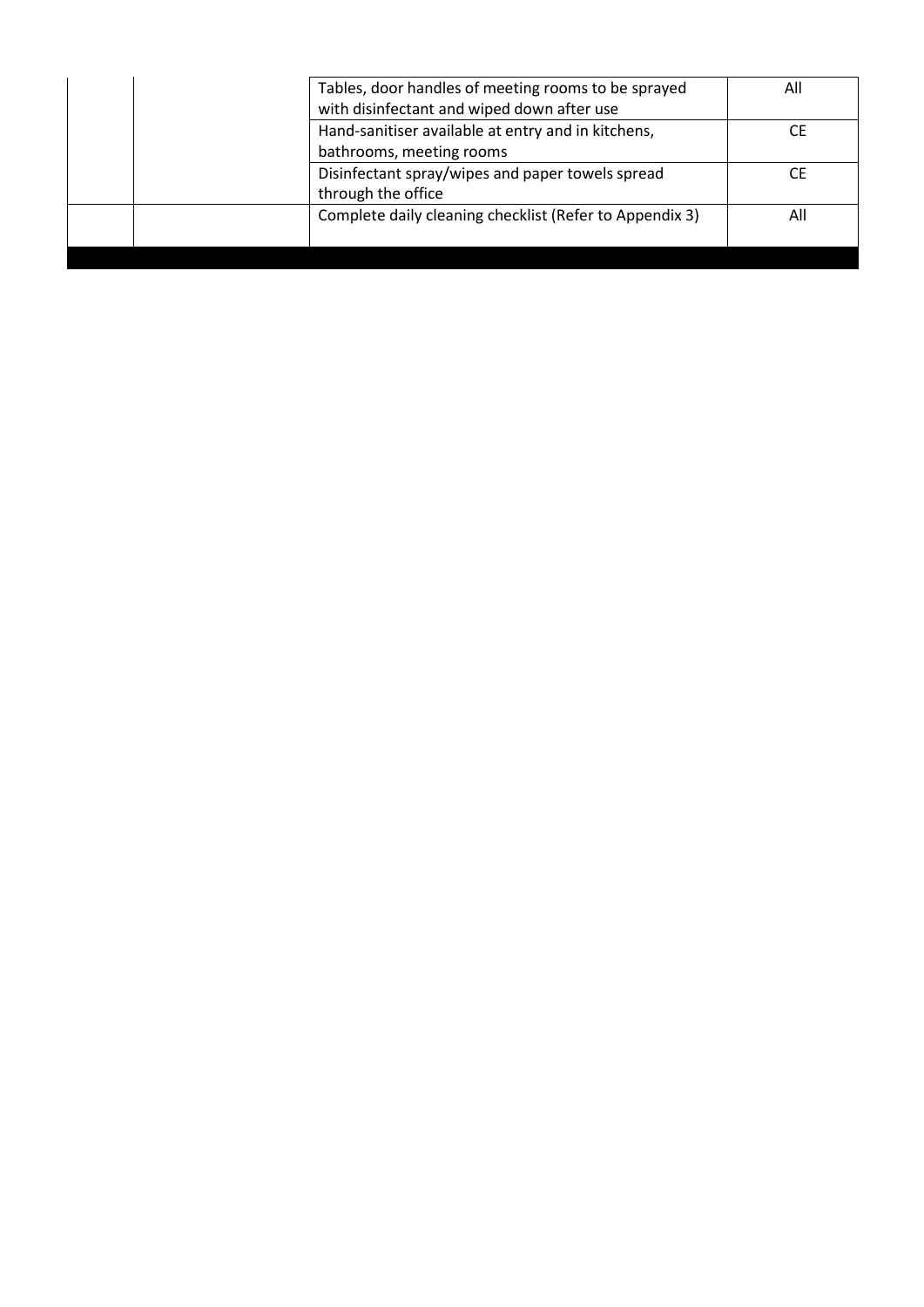| | | | |
|---|---|---|---|
| | | Tables, door handles of meeting rooms to be sprayed with disinfectant and wiped down after use | All |
| | | Hand-sanitiser available at entry and in kitchens, bathrooms, meeting rooms | CE |
| | | Disinfectant spray/wipes and paper towels spread through the office | CE |
| | | Complete daily cleaning checklist (Refer to Appendix 3) | All |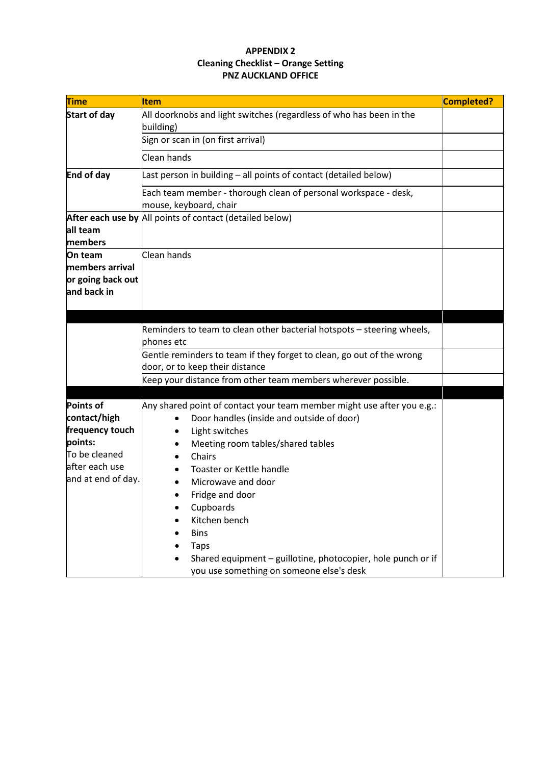**APPENDIX 2**
**Cleaning Checklist – Orange Setting**
**PNZ AUCKLAND OFFICE**

| Time | Item | Completed? |
|---|---|---|
| **Start of day** | All doorknobs and light switches (regardless of who has been in the building) | |
| | Sign or scan in (on first arrival) | |
| | Clean hands | |
| **End of day** | Last person in building – all points of contact (detailed below) | |
| | Each team member - thorough clean of personal workspace - desk, mouse, keyboard, chair | |
| **After each use by all team members** | All points of contact (detailed below) | |
| **On team members arrival or going back out and back in** | Clean hands | |
| | | |
| | Reminders to team to clean other bacterial hotspots – steering wheels, phones etc | |
| | Gentle reminders to team if they forget to clean, go out of the wrong door, or to keep their distance | |
| | Keep your distance from other team members wherever possible. | |
| | | |
| **Points of contact/high frequency touch points:** To be cleaned after each use and at end of day. | Any shared point of contact your team member might use after you e.g.: <br>• Door handles (inside and outside of door) <br>• Light switches <br>• Meeting room tables/shared tables <br>• Chairs <br>• Toaster or Kettle handle <br>• Microwave and door <br>• Fridge and door <br>• Cupboards <br>• Kitchen bench <br>• Bins <br>• Taps <br>• Shared equipment – guillotine, photocopier, hole punch or if you use something on someone else's desk | |